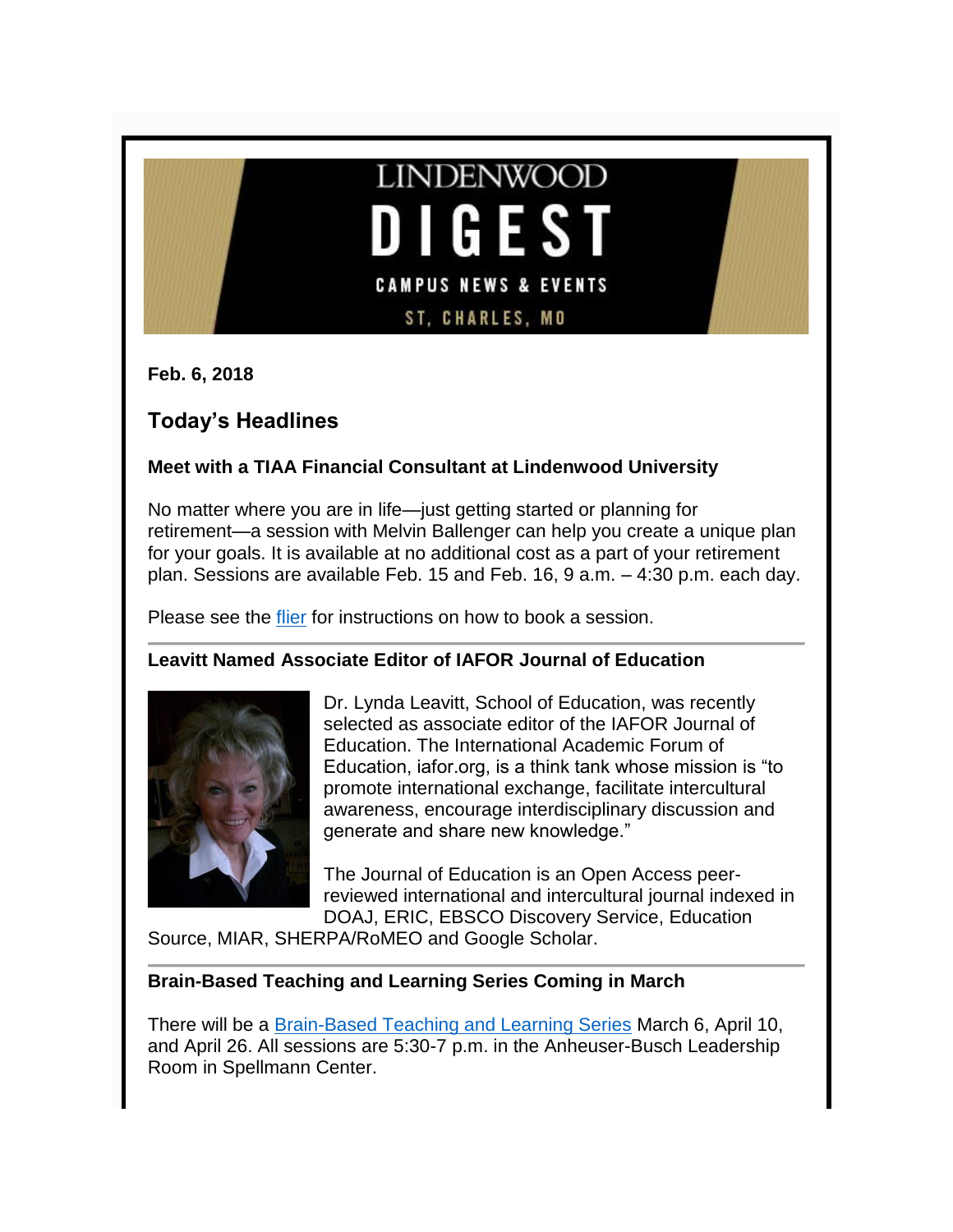# LINDENWOOD DIGEST

CAMPUS NEWS & EVENTS

ST. CHARLES, MO

**Feb. 6, 2018**

## Today's Headlines

### Meet with a TIAA Financial Consultant at Lindenwood University

No matter where you are in life—just getting started or planning for retirement—a session with Melvin Ballenger can help you create a unique plan for your goals. It is available at no additional cost as a part of your retirement plan. Sessions are available Feb. 15 and Feb. 16, 9 a.m. – 4:30 p.m. each day.

Please see the flier for instructions on how to book a session.

---

### Leavitt Named Associate Editor of IAFOR Journal of Education

Dr. Lynda Leavitt, School of Education, was recently selected as associate editor of the IAFOR Journal of Education. The International Academic Forum of Education, iafor.org, is a think tank whose mission is "to promote international exchange, facilitate intercultural awareness, encourage interdisciplinary discussion and generate and share new knowledge."

The Journal of Education is an Open Access peer-reviewed international and intercultural journal indexed in DOAJ, ERIC, EBSCO Discovery Service, Education Source, MIAR, SHERPA/RoMEO and Google Scholar.

---

### Brain-Based Teaching and Learning Series Coming in March

There will be a Brain-Based Teaching and Learning Series March 6, April 10, and April 26. All sessions are 5:30-7 p.m. in the Anheuser-Busch Leadership Room in Spellmann Center.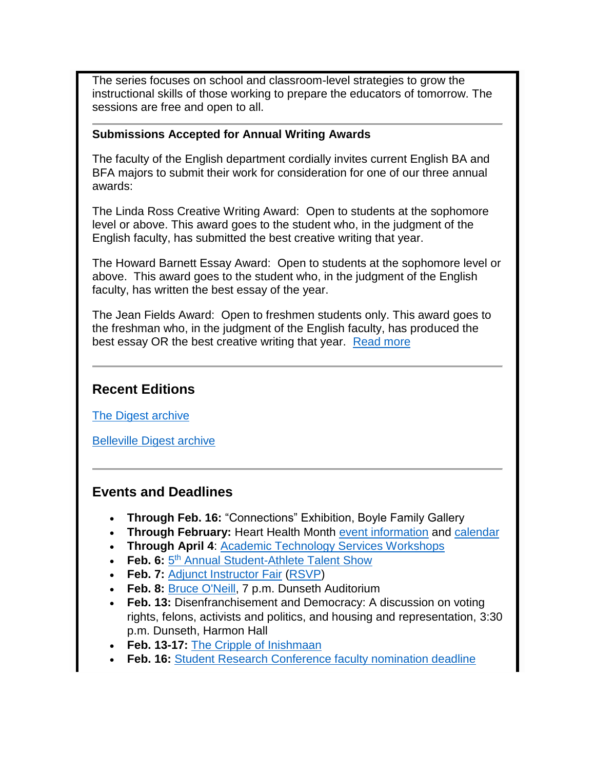The series focuses on school and classroom-level strategies to grow the instructional skills of those working to prepare the educators of tomorrow. The sessions are free and open to all.

---

**Submissions Accepted for Annual Writing Awards**

The faculty of the English department cordially invites current English BA and BFA majors to submit their work for consideration for one of our three annual awards:

The Linda Ross Creative Writing Award: Open to students at the sophomore level or above. This award goes to the student who, in the judgment of the English faculty, has submitted the best creative writing that year.

The Howard Barnett Essay Award: Open to students at the sophomore level or above. This award goes to the student who, in the judgment of the English faculty, has written the best essay of the year.

The Jean Fields Award: Open to freshmen students only. This award goes to the freshman who, in the judgment of the English faculty, has produced the best essay OR the best creative writing that year. Read more

---

## Recent Editions

The Digest archive

Belleville Digest archive

---

## Events and Deadlines

- **Through Feb. 16:** "Connections" Exhibition, Boyle Family Gallery
- **Through February:** Heart Health Month event information and calendar
- **Through April 4**: Academic Technology Services Workshops
- **Feb. 6:** 5th Annual Student-Athlete Talent Show
- **Feb. 7:** Adjunct Instructor Fair (RSVP)
- **Feb. 8:** Bruce O'Neill, 7 p.m. Dunseth Auditorium
- **Feb. 13:** Disenfranchisement and Democracy: A discussion on voting rights, felons, activists and politics, and housing and representation, 3:30 p.m. Dunseth, Harmon Hall
- **Feb. 13-17:** The Cripple of Inishmaan
- **Feb. 16:** Student Research Conference faculty nomination deadline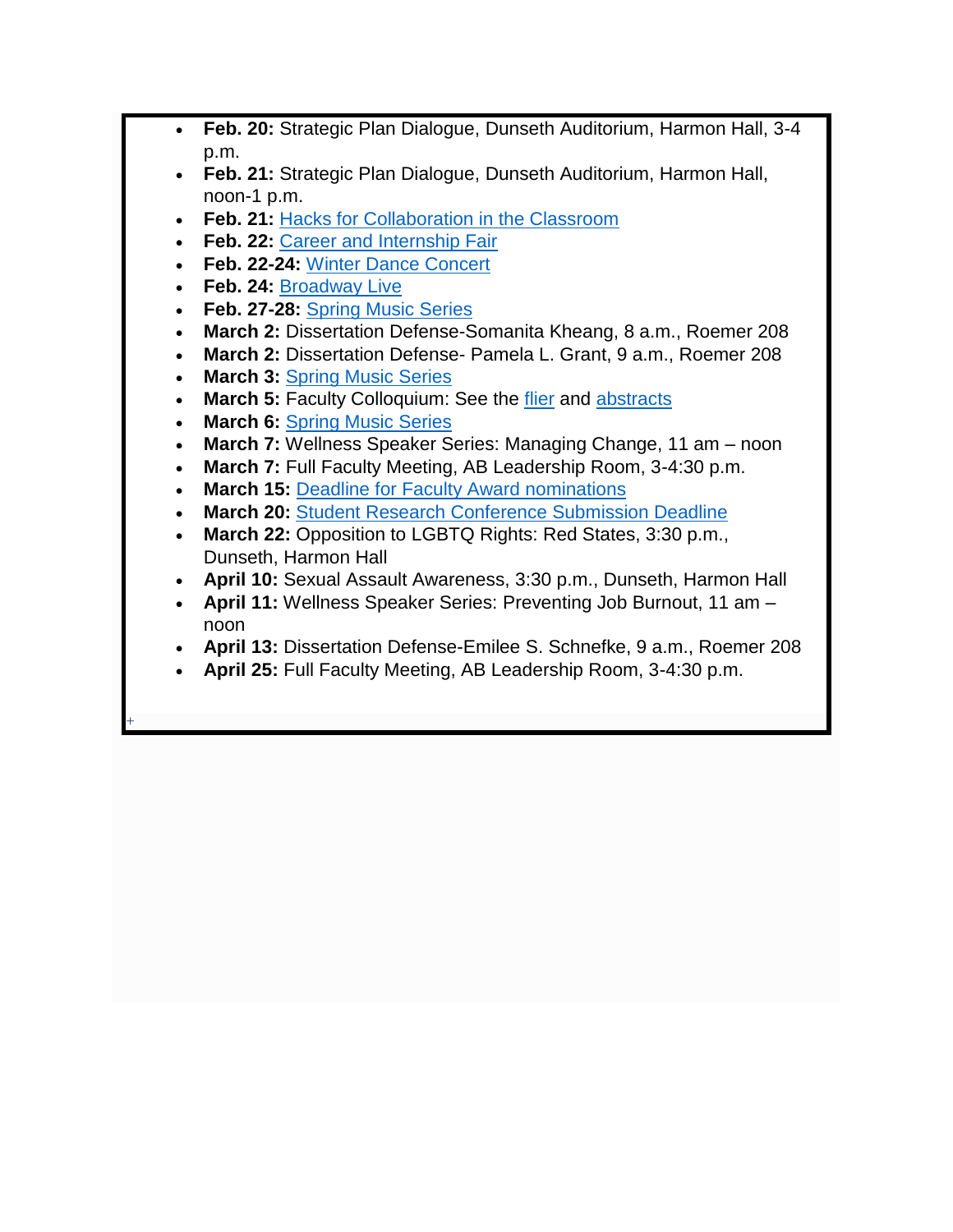- **Feb. 20:** Strategic Plan Dialogue, Dunseth Auditorium, Harmon Hall, 3-4 p.m.
- **Feb. 21:** Strategic Plan Dialogue, Dunseth Auditorium, Harmon Hall, noon-1 p.m.
- **Feb. 21:** Hacks for Collaboration in the Classroom
- **Feb. 22:** Career and Internship Fair
- **Feb. 22-24:** Winter Dance Concert
- **Feb. 24:** Broadway Live
- **Feb. 27-28:** Spring Music Series
- **March 2:** Dissertation Defense-Somanita Kheang, 8 a.m., Roemer 208
- **March 2:** Dissertation Defense- Pamela L. Grant, 9 a.m., Roemer 208
- **March 3:** Spring Music Series
- **March 5:** Faculty Colloquium: See the flier and abstracts
- **March 6:** Spring Music Series
- **March 7:** Wellness Speaker Series: Managing Change, 11 am – noon
- **March 7:** Full Faculty Meeting, AB Leadership Room, 3-4:30 p.m.
- **March 15:** Deadline for Faculty Award nominations
- **March 20:** Student Research Conference Submission Deadline
- **March 22:** Opposition to LGBTQ Rights: Red States, 3:30 p.m., Dunseth, Harmon Hall
- **April 10:** Sexual Assault Awareness, 3:30 p.m., Dunseth, Harmon Hall
- **April 11:** Wellness Speaker Series: Preventing Job Burnout, 11 am – noon
- **April 13:** Dissertation Defense-Emilee S. Schnefke, 9 a.m., Roemer 208
- **April 25:** Full Faculty Meeting, AB Leadership Room, 3-4:30 p.m.